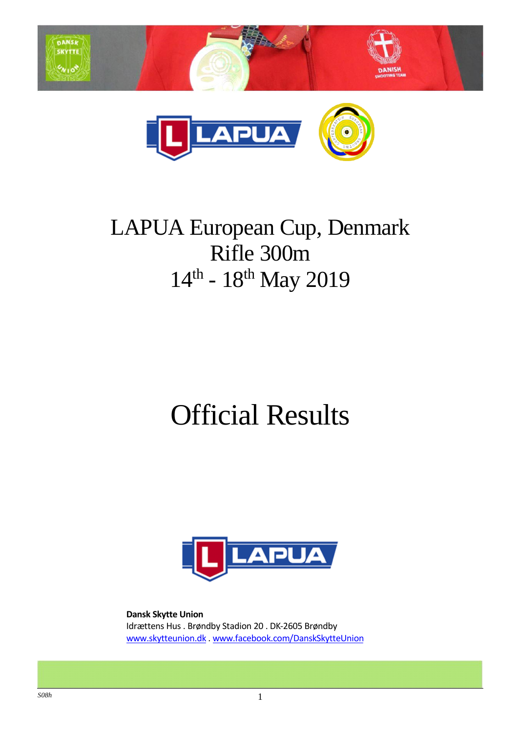# LAPUA European Cup, Denmark
# Rifle 300m
# 14th - 18th May 2019

# Official Results

**Dansk Skytte Union**
Idrættens Hus . Brøndby Stadion 20 . DK-2605 Brøndby
www.skytteunion.dk . www.facebook.com/DanskSkytteUnion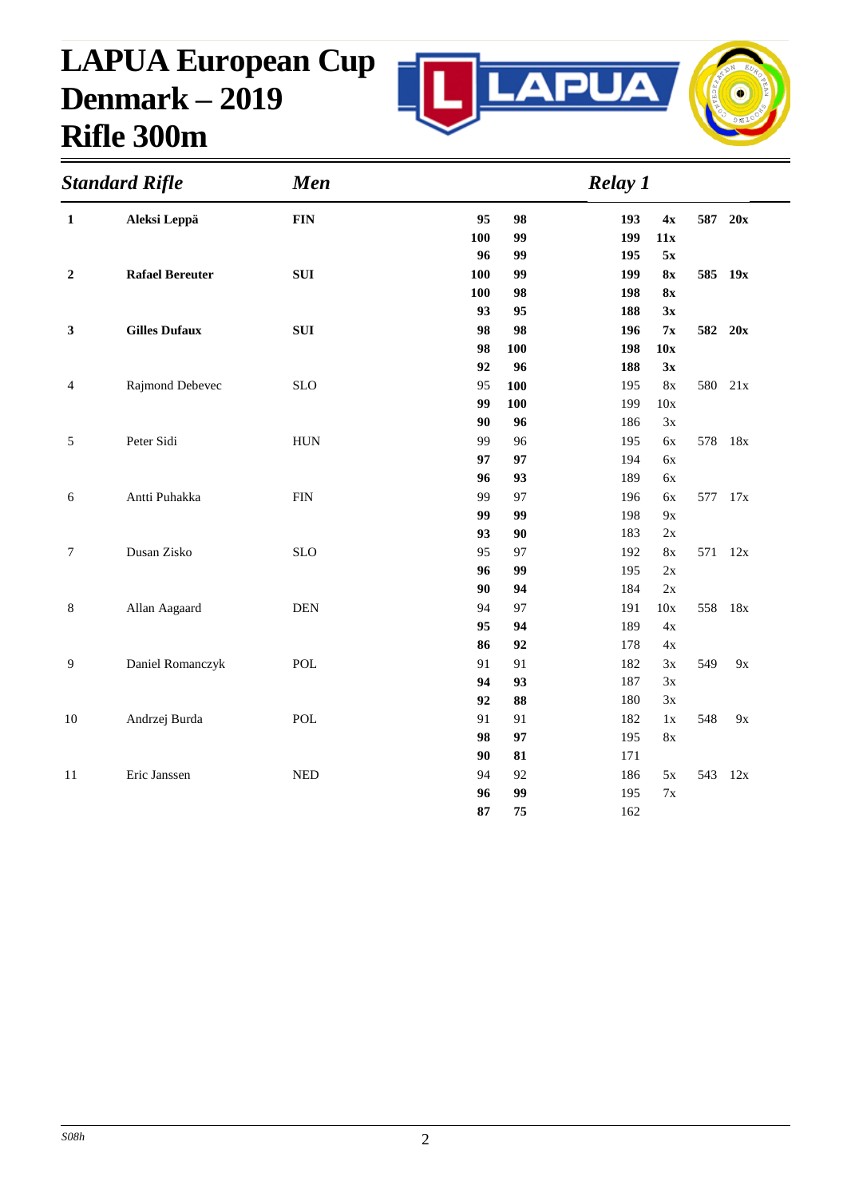# LAPUA European Cup Denmark – 2019 Rifle 300m

***Standard Rifle*** ***Men*** ***Relay 1***

| Rank | Name | Nation | Series 1 | Series 2 | Total | X | Result | X |
|---|---|---|---|---|---|---|---|---|
| **1** | **Aleksi Leppä** | **FIN** | **95** | **98** | **193** | **4x** | **587** | **20x** |
| | | | **100** | **99** | **199** | **11x** | | |
| | | | **96** | **99** | **195** | **5x** | | |
| **2** | **Rafael Bereuter** | **SUI** | **100** | **99** | **199** | **8x** | **585** | **19x** |
| | | | **100** | **98** | **198** | **8x** | | |
| | | | **93** | **95** | **188** | **3x** | | |
| **3** | **Gilles Dufaux** | **SUI** | **98** | **98** | **196** | **7x** | **582** | **20x** |
| | | | **98** | **100** | **198** | **10x** | | |
| | | | **92** | **96** | **188** | **3x** | | |
| 4 | Rajmond Debevec | SLO | 95 | **100** | 195 | 8x | 580 | 21x |
| | | | **99** | **100** | 199 | 10x | | |
| | | | **90** | **96** | 186 | 3x | | |
| 5 | Peter Sidi | HUN | 99 | 96 | 195 | 6x | 578 | 18x |
| | | | **97** | **97** | 194 | 6x | | |
| | | | **96** | **93** | 189 | 6x | | |
| 6 | Antti Puhakka | FIN | 99 | 97 | 196 | 6x | 577 | 17x |
| | | | **99** | **99** | 198 | 9x | | |
| | | | **93** | **90** | 183 | 2x | | |
| 7 | Dusan Zisko | SLO | 95 | 97 | 192 | 8x | 571 | 12x |
| | | | **96** | **99** | 195 | 2x | | |
| | | | **90** | **94** | 184 | 2x | | |
| 8 | Allan Aagaard | DEN | 94 | 97 | 191 | 10x | 558 | 18x |
| | | | **95** | **94** | 189 | 4x | | |
| | | | **86** | **92** | 178 | 4x | | |
| 9 | Daniel Romanczyk | POL | 91 | 91 | 182 | 3x | 549 | 9x |
| | | | **94** | **93** | 187 | 3x | | |
| | | | **92** | **88** | 180 | 3x | | |
| 10 | Andrzej Burda | POL | 91 | 91 | 182 | 1x | 548 | 9x |
| | | | **98** | **97** | 195 | 8x | | |
| | | | **90** | **81** | 171 | | | |
| 11 | Eric Janssen | NED | 94 | 92 | 186 | 5x | 543 | 12x |
| | | | **96** | **99** | 195 | 7x | | |
| | | | **87** | **75** | 162 | | | |

*S08h*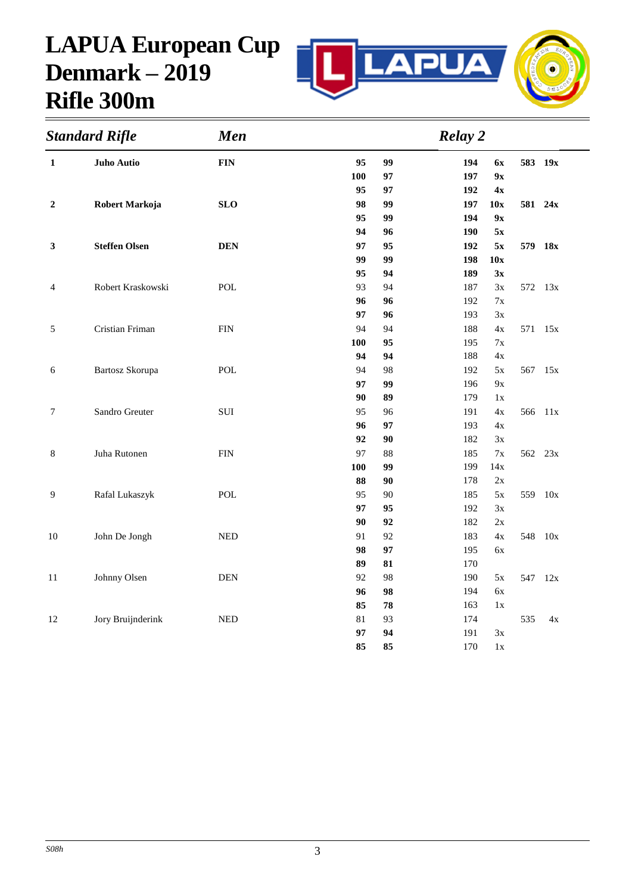# LAPUA European Cup Denmark – 2019 Rifle 300m

| *Standard Rifle* | | *Men* | | | *Relay 2* | | | |
|---|---|---|---|---|---|---|---|---|
| **1** | **Juho Autio** | **FIN** | **95** | **99** | **194** | **6x** | **583** | **19x** |
| | | | **100** | **97** | **197** | **9x** | | |
| | | | **95** | **97** | **192** | **4x** | | |
| **2** | **Robert Markoja** | **SLO** | **98** | **99** | **197** | **10x** | **581** | **24x** |
| | | | **95** | **99** | **194** | **9x** | | |
| | | | **94** | **96** | **190** | **5x** | | |
| **3** | **Steffen Olsen** | **DEN** | **97** | **95** | **192** | **5x** | **579** | **18x** |
| | | | **99** | **99** | **198** | **10x** | | |
| | | | **95** | **94** | **189** | **3x** | | |
| 4 | Robert Kraskowski | POL | 93 | 94 | 187 | 3x | 572 | 13x |
| | | | **96** | **96** | 192 | 7x | | |
| | | | **97** | **96** | 193 | 3x | | |
| 5 | Cristian Friman | FIN | 94 | 94 | 188 | 4x | 571 | 15x |
| | | | **100** | **95** | 195 | 7x | | |
| | | | **94** | **94** | 188 | 4x | | |
| 6 | Bartosz Skorupa | POL | 94 | 98 | 192 | 5x | 567 | 15x |
| | | | **97** | **99** | 196 | 9x | | |
| | | | **90** | **89** | 179 | 1x | | |
| 7 | Sandro Greuter | SUI | 95 | 96 | 191 | 4x | 566 | 11x |
| | | | **96** | **97** | 193 | 4x | | |
| | | | **92** | **90** | 182 | 3x | | |
| 8 | Juha Rutonen | FIN | 97 | 88 | 185 | 7x | 562 | 23x |
| | | | **100** | **99** | 199 | 14x | | |
| | | | **88** | **90** | 178 | 2x | | |
| 9 | Rafal Lukaszyk | POL | 95 | 90 | 185 | 5x | 559 | 10x |
| | | | **97** | **95** | 192 | 3x | | |
| | | | **90** | **92** | 182 | 2x | | |
| 10 | John De Jongh | NED | 91 | 92 | 183 | 4x | 548 | 10x |
| | | | **98** | **97** | 195 | 6x | | |
| | | | **89** | **81** | 170 | | | |
| 11 | Johnny Olsen | DEN | 92 | 98 | 190 | 5x | 547 | 12x |
| | | | **96** | **98** | 194 | 6x | | |
| | | | **85** | **78** | 163 | 1x | | |
| 12 | Jory Bruijnderink | NED | 81 | 93 | 174 | | 535 | 4x |
| | | | **97** | **94** | 191 | 3x | | |
| | | | **85** | **85** | 170 | 1x | | |

*S08h*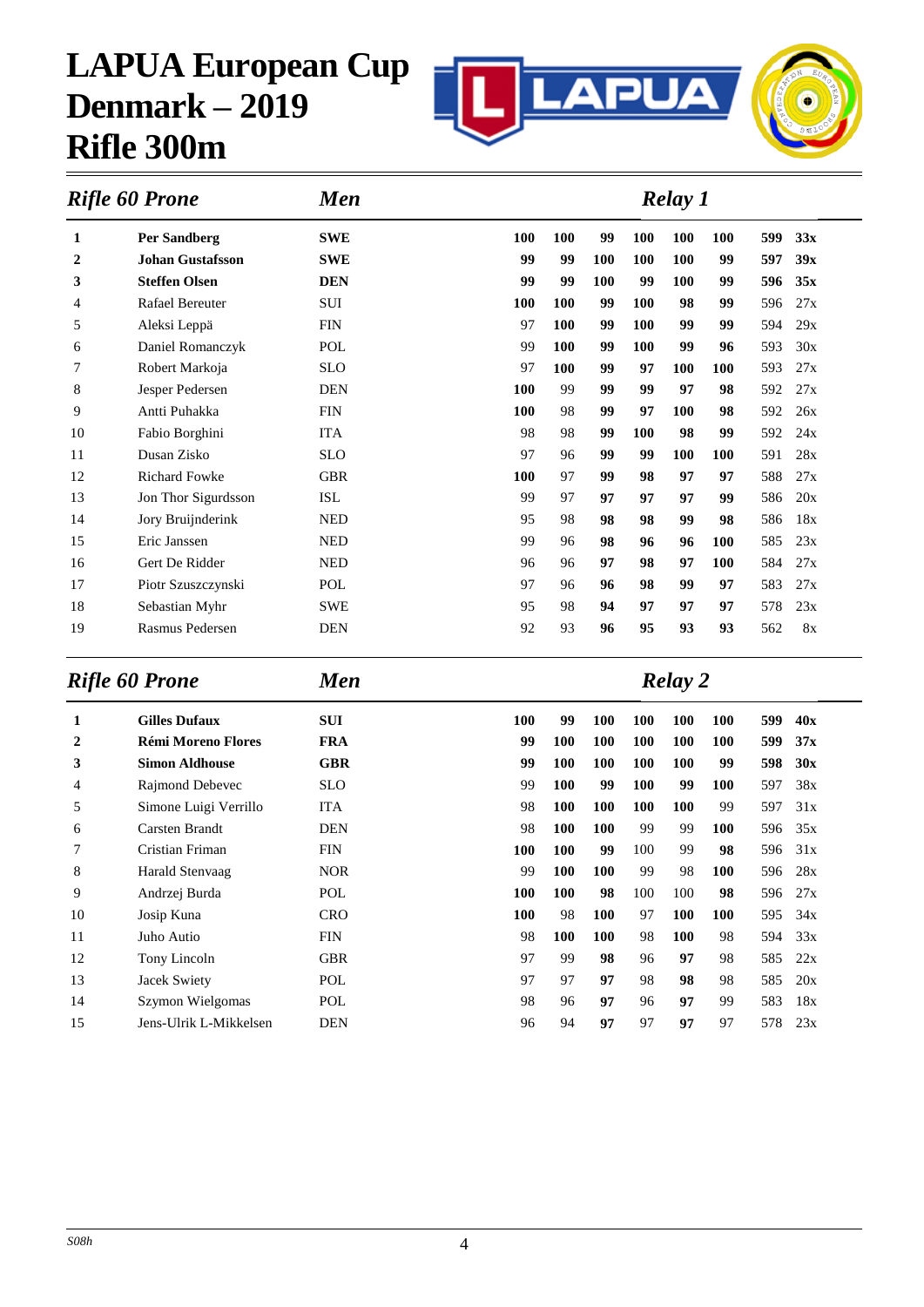# LAPUA European Cup Denmark – 2019 Rifle 300m

## *Rifle 60 Prone* — *Men* — *Relay 1*

| Rank | Name | Nation | S1 | S2 | S3 | S4 | S5 | S6 | Total | X |
|---|---|---|---|---|---|---|---|---|---|---|
| **1** | **Per Sandberg** | **SWE** | **100** | **100** | **99** | **100** | **100** | **100** | **599** | **33x** |
| **2** | **Johan Gustafsson** | **SWE** | **99** | **99** | **100** | **100** | **100** | **99** | **597** | **39x** |
| **3** | **Steffen Olsen** | **DEN** | **99** | **99** | **100** | **99** | **100** | **99** | **596** | **35x** |
| 4 | Rafael Bereuter | SUI | **100** | **100** | **99** | **100** | **98** | **99** | 596 | 27x |
| 5 | Aleksi Leppä | FIN | 97 | **100** | **99** | **100** | **99** | **99** | 594 | 29x |
| 6 | Daniel Romanczyk | POL | 99 | **100** | **99** | **100** | **99** | **96** | 593 | 30x |
| 7 | Robert Markoja | SLO | 97 | **100** | **99** | **97** | **100** | **100** | 593 | 27x |
| 8 | Jesper Pedersen | DEN | **100** | 99 | **99** | **99** | **97** | **98** | 592 | 27x |
| 9 | Antti Puhakka | FIN | **100** | 98 | **99** | **97** | **100** | **98** | 592 | 26x |
| 10 | Fabio Borghini | ITA | 98 | 98 | **99** | **100** | **98** | **99** | 592 | 24x |
| 11 | Dusan Zisko | SLO | 97 | 96 | **99** | **99** | **100** | **100** | 591 | 28x |
| 12 | Richard Fowke | GBR | **100** | 97 | **99** | **98** | **97** | **97** | 588 | 27x |
| 13 | Jon Thor Sigurdsson | ISL | 99 | 97 | **97** | **97** | **97** | **99** | 586 | 20x |
| 14 | Jory Bruijnderink | NED | 95 | 98 | **98** | **98** | **99** | **98** | 586 | 18x |
| 15 | Eric Janssen | NED | 99 | 96 | **98** | **96** | **96** | **100** | 585 | 23x |
| 16 | Gert De Ridder | NED | 96 | 96 | **97** | **98** | **97** | **100** | 584 | 27x |
| 17 | Piotr Szuszczynski | POL | 97 | 96 | **96** | **98** | **99** | **97** | 583 | 27x |
| 18 | Sebastian Myhr | SWE | 95 | 98 | **94** | **97** | **97** | **97** | 578 | 23x |
| 19 | Rasmus Pedersen | DEN | 92 | 93 | **96** | **95** | **93** | **93** | 562 | 8x |

## *Rifle 60 Prone* — *Men* — *Relay 2*

| Rank | Name | Nation | S1 | S2 | S3 | S4 | S5 | S6 | Total | X |
|---|---|---|---|---|---|---|---|---|---|---|
| **1** | **Gilles Dufaux** | **SUI** | **100** | **99** | **100** | **100** | **100** | **100** | **599** | **40x** |
| **2** | **Rémi Moreno Flores** | **FRA** | **99** | **100** | **100** | **100** | **100** | **100** | **599** | **37x** |
| **3** | **Simon Aldhouse** | **GBR** | **99** | **100** | **100** | **100** | **100** | **99** | **598** | **30x** |
| 4 | Rajmond Debevec | SLO | 99 | **100** | **99** | **100** | **99** | **100** | 597 | 38x |
| 5 | Simone Luigi Verrillo | ITA | 98 | **100** | **100** | **100** | **100** | 99 | 597 | 31x |
| 6 | Carsten Brandt | DEN | 98 | **100** | **100** | 99 | 99 | **100** | 596 | 35x |
| 7 | Cristian Friman | FIN | **100** | **100** | **99** | 100 | 99 | **98** | 596 | 31x |
| 8 | Harald Stenvaag | NOR | 99 | **100** | **100** | 99 | 98 | **100** | 596 | 28x |
| 9 | Andrzej Burda | POL | **100** | **100** | **98** | 100 | 100 | **98** | 596 | 27x |
| 10 | Josip Kuna | CRO | **100** | 98 | **100** | 97 | **100** | **100** | 595 | 34x |
| 11 | Juho Autio | FIN | 98 | **100** | **100** | 98 | **100** | 98 | 594 | 33x |
| 12 | Tony Lincoln | GBR | 97 | 99 | **98** | 96 | **97** | 98 | 585 | 22x |
| 13 | Jacek Swiety | POL | 97 | 97 | **97** | 98 | **98** | 98 | 585 | 20x |
| 14 | Szymon Wielgomas | POL | 98 | 96 | **97** | 96 | **97** | 99 | 583 | 18x |
| 15 | Jens-Ulrik L-Mikkelsen | DEN | 96 | 94 | **97** | 97 | **97** | 97 | 578 | 23x |

*S08h*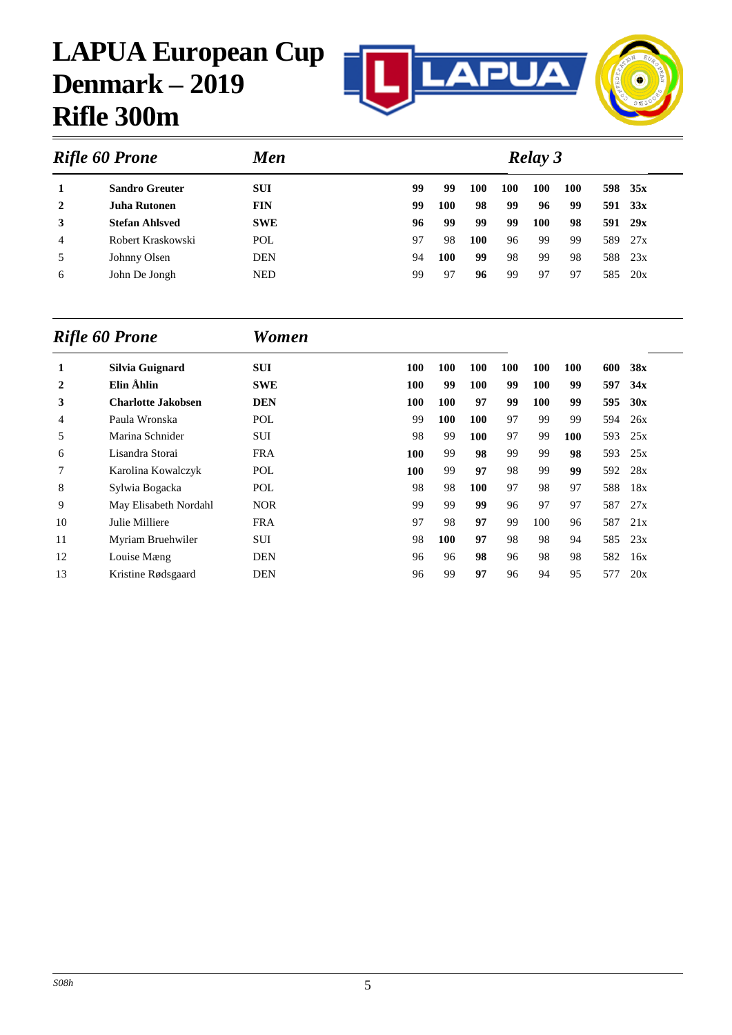# LAPUA European Cup Denmark – 2019 Rifle 300m

## *Rifle 60 Prone* — *Men* — *Relay 3*

| | | | | | | | | | | |
|---|---|---|---|---|---|---|---|---|---|---|
| **1** | **Sandro Greuter** | **SUI** | **99** | **99** | **100** | **100** | **100** | **100** | **598** | **35x** |
| **2** | **Juha Rutonen** | **FIN** | **99** | **100** | **98** | **99** | **96** | **99** | **591** | **33x** |
| **3** | **Stefan Ahlsved** | **SWE** | **96** | **99** | **99** | **99** | **100** | **98** | **591** | **29x** |
| 4 | Robert Kraskowski | POL | 97 | 98 | **100** | 96 | 99 | 99 | 589 | 27x |
| 5 | Johnny Olsen | DEN | 94 | **100** | **99** | 98 | 99 | 98 | 588 | 23x |
| 6 | John De Jongh | NED | 99 | 97 | **96** | 99 | 97 | 97 | 585 | 20x |

## *Rifle 60 Prone* — *Women*

| | | | | | | | | | | |
|---|---|---|---|---|---|---|---|---|---|---|
| **1** | **Silvia Guignard** | **SUI** | **100** | **100** | **100** | **100** | **100** | **100** | **600** | **38x** |
| **2** | **Elin Åhlin** | **SWE** | **100** | **99** | **100** | **99** | **100** | **99** | **597** | **34x** |
| **3** | **Charlotte Jakobsen** | **DEN** | **100** | **100** | **97** | **99** | **100** | **99** | **595** | **30x** |
| 4 | Paula Wronska | POL | 99 | **100** | **100** | 97 | 99 | 99 | 594 | 26x |
| 5 | Marina Schnider | SUI | 98 | 99 | **100** | 97 | 99 | **100** | 593 | 25x |
| 6 | Lisandra Storai | FRA | **100** | 99 | **98** | 99 | 99 | **98** | 593 | 25x |
| 7 | Karolina Kowalczyk | POL | **100** | 99 | **97** | 98 | 99 | **99** | 592 | 28x |
| 8 | Sylwia Bogacka | POL | 98 | 98 | **100** | 97 | 98 | 97 | 588 | 18x |
| 9 | May Elisabeth Nordahl | NOR | 99 | 99 | **99** | 96 | 97 | 97 | 587 | 27x |
| 10 | Julie Milliere | FRA | 97 | 98 | **97** | 99 | 100 | 96 | 587 | 21x |
| 11 | Myriam Bruehwiler | SUI | 98 | **100** | **97** | 98 | 98 | 94 | 585 | 23x |
| 12 | Louise Mæng | DEN | 96 | 96 | **98** | 96 | 98 | 98 | 582 | 16x |
| 13 | Kristine Rødsgaard | DEN | 96 | 99 | **97** | 96 | 94 | 95 | 577 | 20x |

*S08h*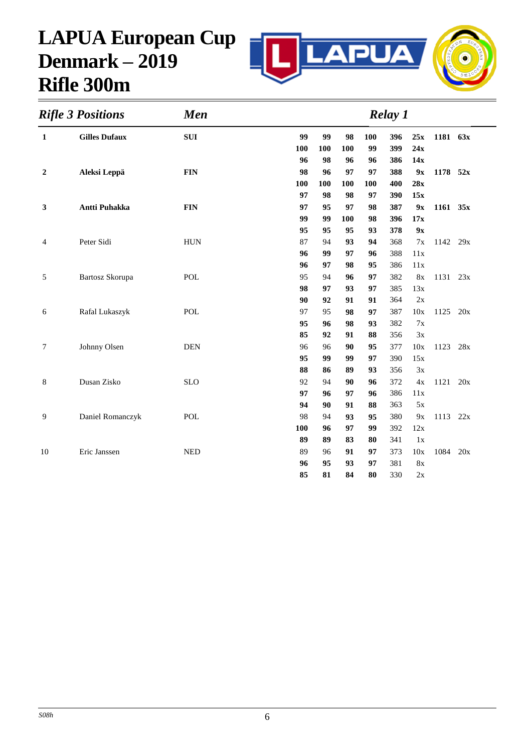# LAPUA European Cup Denmark – 2019 Rifle 300m

## *Rifle 3 Positions* — *Men* — *Relay 1*

| Rank | Name | Nation | | | | | Total | X | Final | X |
|---|---|---|---|---|---|---|---|---|---|---|
| **1** | **Gilles Dufaux** | **SUI** | **99** | **99** | **98** | **100** | **396** | **25x** | **1181** | **63x** |
| | | | **100** | **100** | **100** | **99** | **399** | **24x** | | |
| | | | **96** | **98** | **96** | **96** | **386** | **14x** | | |
| **2** | **Aleksi Leppä** | **FIN** | **98** | **96** | **97** | **97** | **388** | **9x** | **1178** | **52x** |
| | | | **100** | **100** | **100** | **100** | **400** | **28x** | | |
| | | | **97** | **98** | **98** | **97** | **390** | **15x** | | |
| **3** | **Antti Puhakka** | **FIN** | **97** | **95** | **97** | **98** | **387** | **9x** | **1161** | **35x** |
| | | | **99** | **99** | **100** | **98** | **396** | **17x** | | |
| | | | **95** | **95** | **95** | **93** | **378** | **9x** | | |
| 4 | Peter Sidi | HUN | 87 | 94 | **93** | **94** | 368 | 7x | 1142 | 29x |
| | | | **96** | **99** | **97** | **96** | 388 | 11x | | |
| | | | **96** | **97** | **98** | **95** | 386 | 11x | | |
| 5 | Bartosz Skorupa | POL | 95 | 94 | **96** | **97** | 382 | 8x | 1131 | 23x |
| | | | **98** | **97** | **93** | **97** | 385 | 13x | | |
| | | | **90** | **92** | **91** | **91** | 364 | 2x | | |
| 6 | Rafal Lukaszyk | POL | 97 | 95 | **98** | **97** | 387 | 10x | 1125 | 20x |
| | | | **95** | **96** | **98** | **93** | 382 | 7x | | |
| | | | **85** | **92** | **91** | **88** | 356 | 3x | | |
| 7 | Johnny Olsen | DEN | 96 | 96 | **90** | **95** | 377 | 10x | 1123 | 28x |
| | | | **95** | **99** | **99** | **97** | 390 | 15x | | |
| | | | **88** | **86** | **89** | **93** | 356 | 3x | | |
| 8 | Dusan Zisko | SLO | 92 | 94 | **90** | **96** | 372 | 4x | 1121 | 20x |
| | | | **97** | **96** | **97** | **96** | 386 | 11x | | |
| | | | **94** | **90** | **91** | **88** | 363 | 5x | | |
| 9 | Daniel Romanczyk | POL | 98 | 94 | **93** | **95** | 380 | 9x | 1113 | 22x |
| | | | **100** | **96** | **97** | **99** | 392 | 12x | | |
| | | | **89** | **89** | **83** | **80** | 341 | 1x | | |
| 10 | Eric Janssen | NED | 89 | 96 | **91** | **97** | 373 | 10x | 1084 | 20x |
| | | | **96** | **95** | **93** | **97** | 381 | 8x | | |
| | | | **85** | **81** | **84** | **80** | 330 | 2x | | |

*S08h*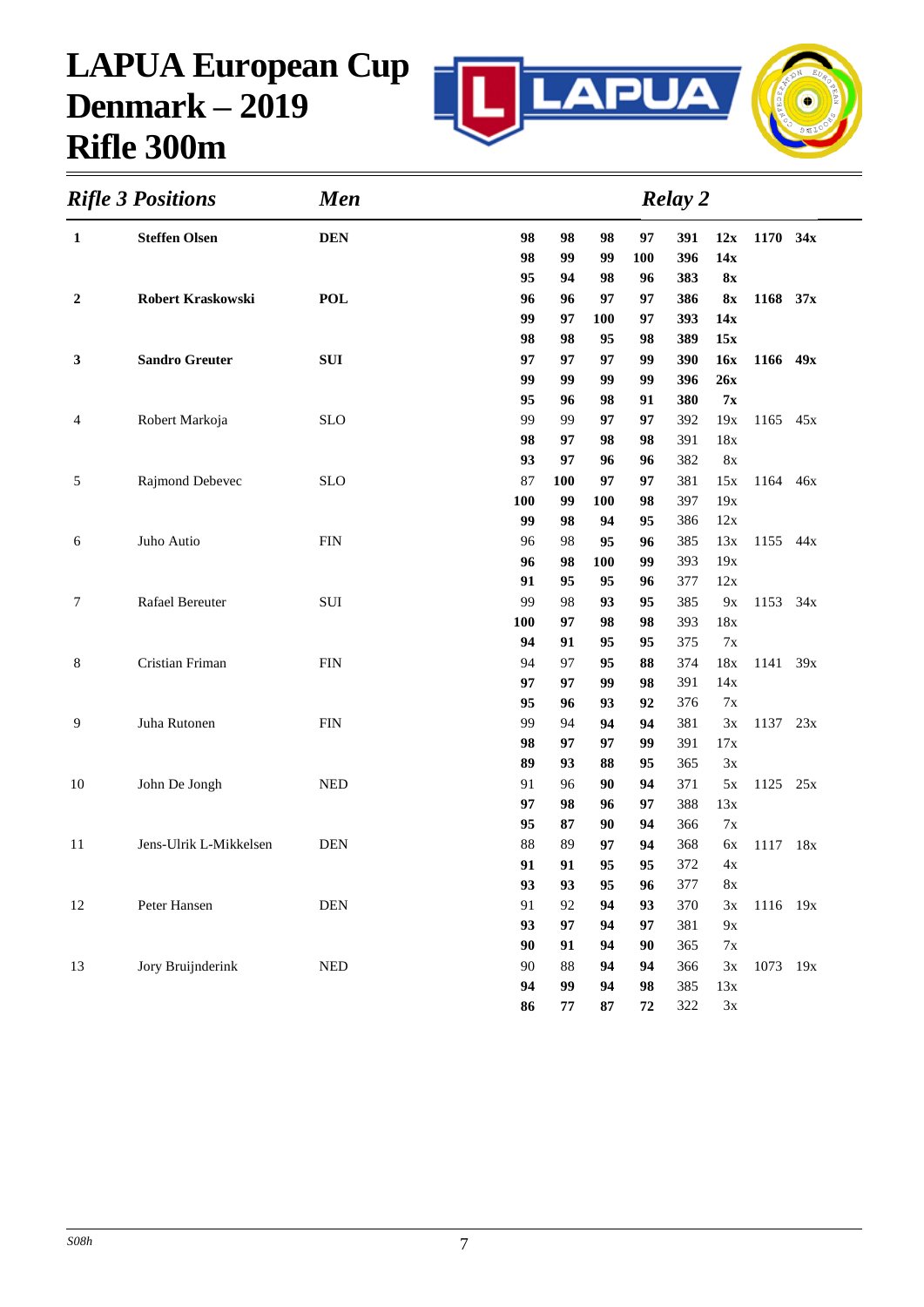# LAPUA European Cup Denmark – 2019 Rifle 300m

## *Rifle 3 Positions* — *Men* — *Relay 2*

| Rank | Name | Nation | | | | | Sum | X | Total | X |
|---|---|---|---|---|---|---|---|---|---|---|
| **1** | **Steffen Olsen** | **DEN** | **98** | **98** | **98** | **97** | **391** | **12x** | **1170** | **34x** |
| | | | **98** | **99** | **99** | **100** | **396** | **14x** | | |
| | | | **95** | **94** | **98** | **96** | **383** | **8x** | | |
| **2** | **Robert Kraskowski** | **POL** | **96** | **96** | **97** | **97** | **386** | **8x** | **1168** | **37x** |
| | | | **99** | **97** | **100** | **97** | **393** | **14x** | | |
| | | | **98** | **98** | **95** | **98** | **389** | **15x** | | |
| **3** | **Sandro Greuter** | **SUI** | **97** | **97** | **97** | **99** | **390** | **16x** | **1166** | **49x** |
| | | | **99** | **99** | **99** | **99** | **396** | **26x** | | |
| | | | **95** | **96** | **98** | **91** | **380** | **7x** | | |
| 4 | Robert Markoja | SLO | 99 | 99 | **97** | **97** | 392 | 19x | 1165 | 45x |
| | | | **98** | **97** | **98** | **98** | 391 | 18x | | |
| | | | **93** | **97** | **96** | **96** | 382 | 8x | | |
| 5 | Rajmond Debevec | SLO | 87 | **100** | **97** | **97** | 381 | 15x | 1164 | 46x |
| | | | **100** | **99** | **100** | **98** | 397 | 19x | | |
| | | | **99** | **98** | **94** | **95** | 386 | 12x | | |
| 6 | Juho Autio | FIN | 96 | 98 | **95** | **96** | 385 | 13x | 1155 | 44x |
| | | | **96** | **98** | **100** | **99** | 393 | 19x | | |
| | | | **91** | **95** | **95** | **96** | 377 | 12x | | |
| 7 | Rafael Bereuter | SUI | 99 | 98 | **93** | **95** | 385 | 9x | 1153 | 34x |
| | | | **100** | **97** | **98** | **98** | 393 | 18x | | |
| | | | **94** | **91** | **95** | **95** | 375 | 7x | | |
| 8 | Cristian Friman | FIN | 94 | 97 | **95** | **88** | 374 | 18x | 1141 | 39x |
| | | | **97** | **97** | **99** | **98** | 391 | 14x | | |
| | | | **95** | **96** | **93** | **92** | 376 | 7x | | |
| 9 | Juha Rutonen | FIN | 99 | 94 | **94** | **94** | 381 | 3x | 1137 | 23x |
| | | | **98** | **97** | **97** | **99** | 391 | 17x | | |
| | | | **89** | **93** | **88** | **95** | 365 | 3x | | |
| 10 | John De Jongh | NED | 91 | 96 | **90** | **94** | 371 | 5x | 1125 | 25x |
| | | | **97** | **98** | **96** | **97** | 388 | 13x | | |
| | | | **95** | **87** | **90** | **94** | 366 | 7x | | |
| 11 | Jens-Ulrik L-Mikkelsen | DEN | 88 | 89 | **97** | **94** | 368 | 6x | 1117 | 18x |
| | | | **91** | **91** | **95** | **95** | 372 | 4x | | |
| | | | **93** | **93** | **95** | **96** | 377 | 8x | | |
| 12 | Peter Hansen | DEN | 91 | 92 | **94** | **93** | 370 | 3x | 1116 | 19x |
| | | | **93** | **97** | **94** | **97** | 381 | 9x | | |
| | | | **90** | **91** | **94** | **90** | 365 | 7x | | |
| 13 | Jory Bruijnderink | NED | 90 | 88 | **94** | **94** | 366 | 3x | 1073 | 19x |
| | | | **94** | **99** | **94** | **98** | 385 | 13x | | |
| | | | **86** | **77** | **87** | **72** | 322 | 3x | | |

*S08h*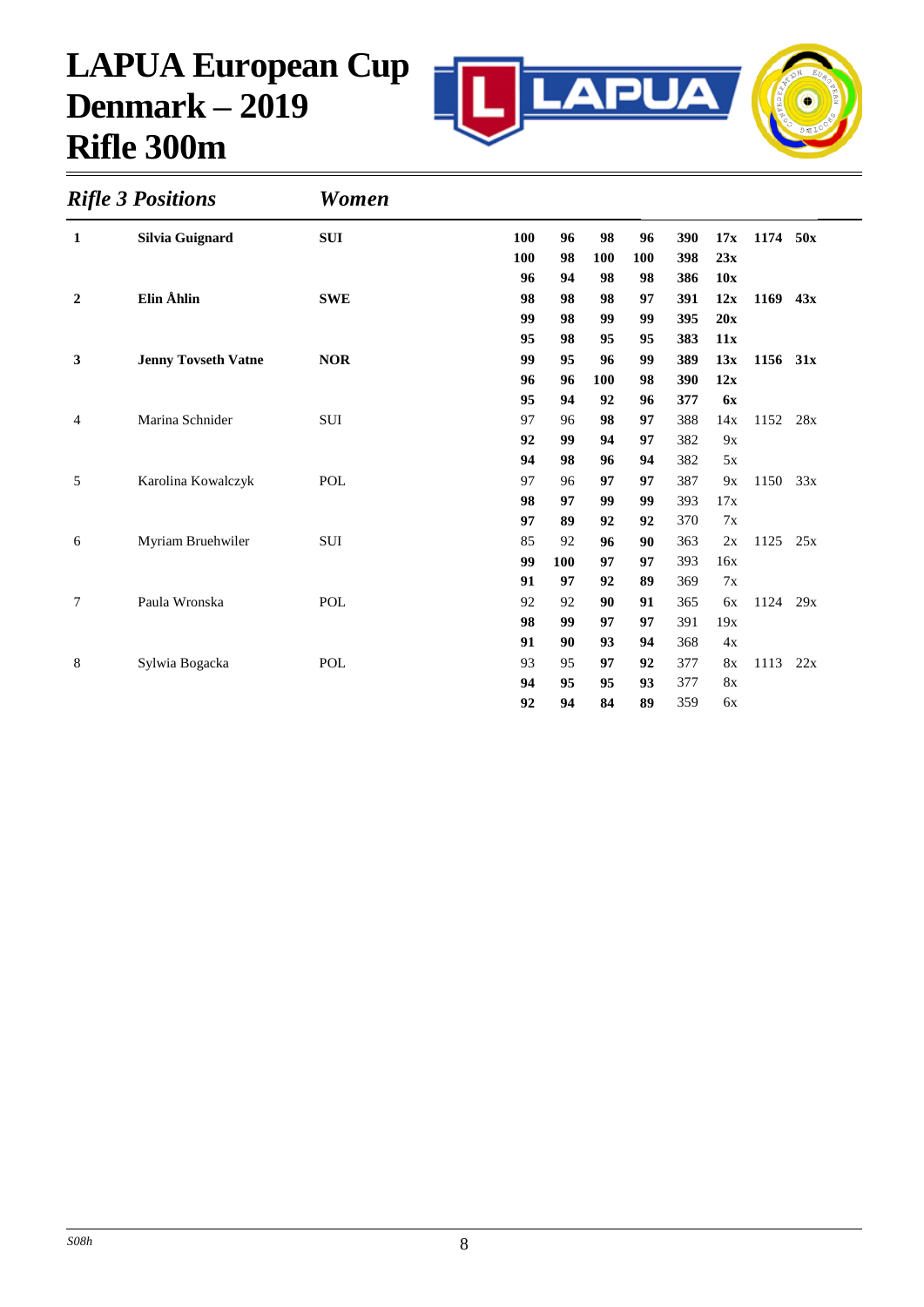# LAPUA European Cup Denmark – 2019 Rifle 300m

## *Rifle 3 Positions* — *Women*

| Rank | Name | Nation | S1 | S2 | S3 | S4 | Total | X | Final | X |
|---|---|---|---|---|---|---|---|---|---|---|
| **1** | **Silvia Guignard** | **SUI** | **100** | **96** | **98** | **96** | **390** | **17x** | **1174** | **50x** |
| | | | **100** | **98** | **100** | **100** | **398** | **23x** | | |
| | | | **96** | **94** | **98** | **98** | **386** | **10x** | | |
| **2** | **Elin Åhlin** | **SWE** | **98** | **98** | **98** | **97** | **391** | **12x** | **1169** | **43x** |
| | | | **99** | **98** | **99** | **99** | **395** | **20x** | | |
| | | | **95** | **98** | **95** | **95** | **383** | **11x** | | |
| **3** | **Jenny Tovseth Vatne** | **NOR** | **99** | **95** | **96** | **99** | **389** | **13x** | **1156** | **31x** |
| | | | **96** | **96** | **100** | **98** | **390** | **12x** | | |
| | | | **95** | **94** | **92** | **96** | **377** | **6x** | | |
| 4 | Marina Schnider | SUI | 97 | 96 | **98** | **97** | 388 | 14x | 1152 | 28x |
| | | | **92** | **99** | **94** | **97** | 382 | 9x | | |
| | | | **94** | **98** | **96** | **94** | 382 | 5x | | |
| 5 | Karolina Kowalczyk | POL | 97 | 96 | **97** | **97** | 387 | 9x | 1150 | 33x |
| | | | **98** | **97** | **99** | **99** | 393 | 17x | | |
| | | | **97** | **89** | **92** | **92** | 370 | 7x | | |
| 6 | Myriam Bruehwiler | SUI | 85 | 92 | **96** | **90** | 363 | 2x | 1125 | 25x |
| | | | **99** | **100** | **97** | **97** | 393 | 16x | | |
| | | | **91** | **97** | **92** | **89** | 369 | 7x | | |
| 7 | Paula Wronska | POL | 92 | 92 | **90** | **91** | 365 | 6x | 1124 | 29x |
| | | | **98** | **99** | **97** | **97** | 391 | 19x | | |
| | | | **91** | **90** | **93** | **94** | 368 | 4x | | |
| 8 | Sylwia Bogacka | POL | 93 | 95 | **97** | **92** | 377 | 8x | 1113 | 22x |
| | | | **94** | **95** | **95** | **93** | 377 | 8x | | |
| | | | **92** | **94** | **84** | **89** | 359 | 6x | | |

*S08h*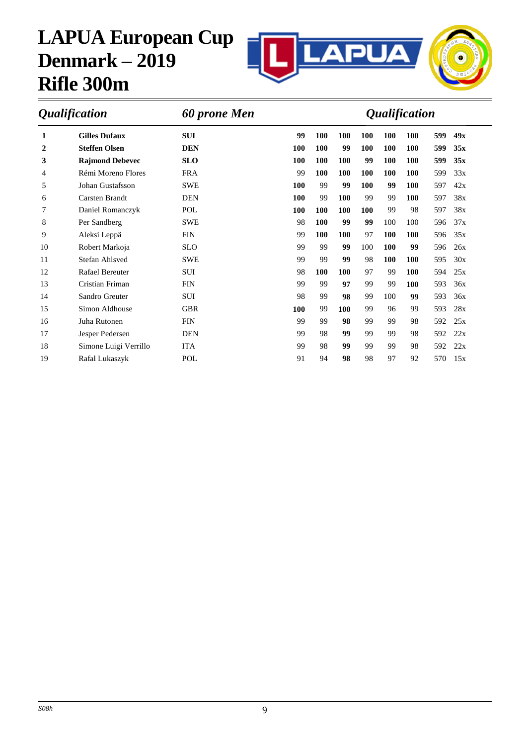# LAPUA European Cup Denmark – 2019 Rifle 300m

*Qualification* *60 prone Men* *Qualification*

| Rank | Name | Nation | 1 | 2 | 3 | 4 | 5 | 6 | Total | X |
|---|---|---|---|---|---|---|---|---|---|---|
| **1** | **Gilles Dufaux** | **SUI** | **99** | **100** | **100** | **100** | **100** | **100** | **599** | **49x** |
| **2** | **Steffen Olsen** | **DEN** | **100** | **100** | **99** | **100** | **100** | **100** | **599** | **35x** |
| **3** | **Rajmond Debevec** | **SLO** | **100** | **100** | **100** | **99** | **100** | **100** | **599** | **35x** |
| 4 | Rémi Moreno Flores | FRA | 99 | **100** | **100** | **100** | **100** | **100** | 599 | 33x |
| 5 | Johan Gustafsson | SWE | **100** | 99 | **99** | **100** | **99** | **100** | 597 | 42x |
| 6 | Carsten Brandt | DEN | **100** | 99 | **100** | 99 | 99 | **100** | 597 | 38x |
| 7 | Daniel Romanczyk | POL | **100** | **100** | **100** | **100** | 99 | 98 | 597 | 38x |
| 8 | Per Sandberg | SWE | 98 | **100** | **99** | **99** | 100 | 100 | 596 | 37x |
| 9 | Aleksi Leppä | FIN | 99 | **100** | **100** | 97 | **100** | **100** | 596 | 35x |
| 10 | Robert Markoja | SLO | 99 | 99 | **99** | 100 | **100** | **99** | 596 | 26x |
| 11 | Stefan Ahlsved | SWE | 99 | 99 | **99** | 98 | **100** | **100** | 595 | 30x |
| 12 | Rafael Bereuter | SUI | 98 | **100** | **100** | 97 | 99 | **100** | 594 | 25x |
| 13 | Cristian Friman | FIN | 99 | 99 | **97** | 99 | 99 | **100** | 593 | 36x |
| 14 | Sandro Greuter | SUI | 98 | 99 | **98** | 99 | 100 | **99** | 593 | 36x |
| 15 | Simon Aldhouse | GBR | **100** | 99 | **100** | 99 | 96 | 99 | 593 | 28x |
| 16 | Juha Rutonen | FIN | 99 | 99 | **98** | 99 | 99 | 98 | 592 | 25x |
| 17 | Jesper Pedersen | DEN | 99 | 98 | **99** | 99 | 99 | 98 | 592 | 22x |
| 18 | Simone Luigi Verrillo | ITA | 99 | 98 | **99** | 99 | 99 | 98 | 592 | 22x |
| 19 | Rafal Lukaszyk | POL | 91 | 94 | **98** | 98 | 97 | 92 | 570 | 15x |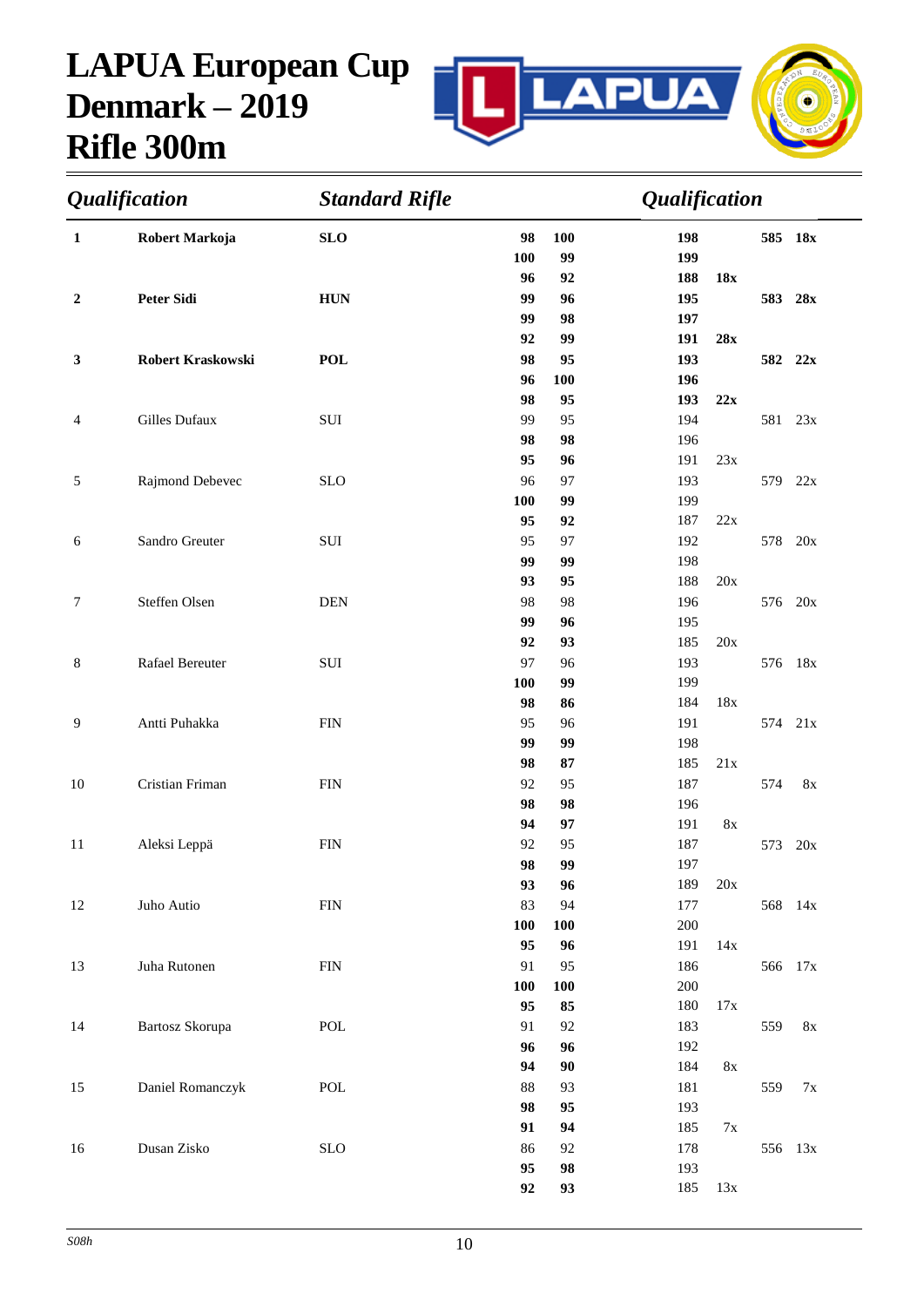# LAPUA European Cup Denmark – 2019 Rifle 300m

| *Qualification* | | *Standard Rifle* | | | *Qualification* | | | |
|---|---|---|---|---|---|---|---|---|
| **1** | **Robert Markoja** | **SLO** | **98** | **100** | **198** | | **585** | **18x** |
| | | | **100** | **99** | **199** | | | |
| | | | **96** | **92** | **188** | **18x** | | |
| **2** | **Peter Sidi** | **HUN** | **99** | **96** | **195** | | **583** | **28x** |
| | | | **99** | **98** | **197** | | | |
| | | | **92** | **99** | **191** | **28x** | | |
| **3** | **Robert Kraskowski** | **POL** | **98** | **95** | **193** | | **582** | **22x** |
| | | | **96** | **100** | **196** | | | |
| | | | **98** | **95** | **193** | **22x** | | |
| 4 | Gilles Dufaux | SUI | 99 | 95 | 194 | | 581 | 23x |
| | | | **98** | **98** | 196 | | | |
| | | | **95** | **96** | 191 | 23x | | |
| 5 | Rajmond Debevec | SLO | 96 | 97 | 193 | | 579 | 22x |
| | | | **100** | **99** | 199 | | | |
| | | | **95** | **92** | 187 | 22x | | |
| 6 | Sandro Greuter | SUI | 95 | 97 | 192 | | 578 | 20x |
| | | | **99** | **99** | 198 | | | |
| | | | **93** | **95** | 188 | 20x | | |
| 7 | Steffen Olsen | DEN | 98 | 98 | 196 | | 576 | 20x |
| | | | **99** | **96** | 195 | | | |
| | | | **92** | **93** | 185 | 20x | | |
| 8 | Rafael Bereuter | SUI | 97 | 96 | 193 | | 576 | 18x |
| | | | **100** | **99** | 199 | | | |
| | | | **98** | **86** | 184 | 18x | | |
| 9 | Antti Puhakka | FIN | 95 | 96 | 191 | | 574 | 21x |
| | | | **99** | **99** | 198 | | | |
| | | | **98** | **87** | 185 | 21x | | |
| 10 | Cristian Friman | FIN | 92 | 95 | 187 | | 574 | 8x |
| | | | **98** | **98** | 196 | | | |
| | | | **94** | **97** | 191 | 8x | | |
| 11 | Aleksi Leppä | FIN | 92 | 95 | 187 | | 573 | 20x |
| | | | **98** | **99** | 197 | | | |
| | | | **93** | **96** | 189 | 20x | | |
| 12 | Juho Autio | FIN | 83 | 94 | 177 | | 568 | 14x |
| | | | **100** | **100** | 200 | | | |
| | | | **95** | **96** | 191 | 14x | | |
| 13 | Juha Rutonen | FIN | 91 | 95 | 186 | | 566 | 17x |
| | | | **100** | **100** | 200 | | | |
| | | | **95** | **85** | 180 | 17x | | |
| 14 | Bartosz Skorupa | POL | 91 | 92 | 183 | | 559 | 8x |
| | | | **96** | **96** | 192 | | | |
| | | | **94** | **90** | 184 | 8x | | |
| 15 | Daniel Romanczyk | POL | 88 | 93 | 181 | | 559 | 7x |
| | | | **98** | **95** | 193 | | | |
| | | | **91** | **94** | 185 | 7x | | |
| 16 | Dusan Zisko | SLO | 86 | 92 | 178 | | 556 | 13x |
| | | | **95** | **98** | 193 | | | |
| | | | **92** | **93** | 185 | 13x | | |

*S08h*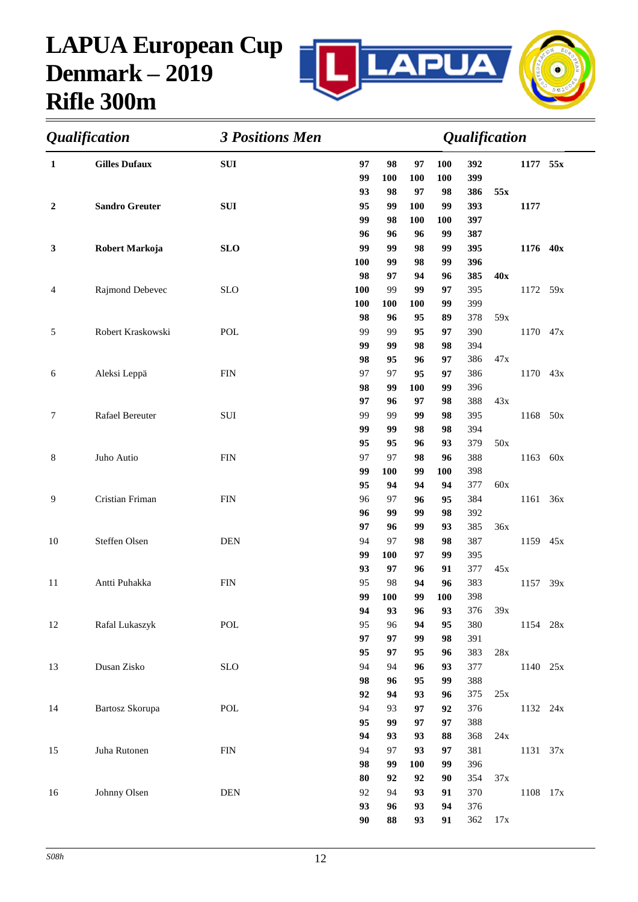# LAPUA European Cup Denmark – 2019 Rifle 300m

## *Qualification* — *3 Positions Men* — *Qualification*

| Rank | Name | Nation | | | | | Series | X | Total | X |
|---|---|---|---|---|---|---|---|---|---|---|
| **1** | **Gilles Dufaux** | **SUI** | **97** | **98** | **97** | **100** | **392** | | **1177** | **55x** |
| | | | **99** | **100** | **100** | **100** | **399** | | | |
| | | | **93** | **98** | **97** | **98** | **386** | **55x** | | |
| **2** | **Sandro Greuter** | **SUI** | **95** | **99** | **100** | **99** | **393** | | **1177** | |
| | | | **99** | **98** | **100** | **100** | **397** | | | |
| | | | **96** | **96** | **96** | **99** | **387** | | | |
| **3** | **Robert Markoja** | **SLO** | **99** | **99** | **98** | **99** | **395** | | **1176** | **40x** |
| | | | **100** | **99** | **98** | **99** | **396** | | | |
| | | | **98** | **97** | **94** | **96** | **385** | **40x** | | |
| 4 | Rajmond Debevec | SLO | **100** | 99 | **99** | **97** | 395 | | 1172 | 59x |
| | | | **100** | **100** | **100** | **99** | 399 | | | |
| | | | **98** | **96** | **95** | **89** | 378 | 59x | | |
| 5 | Robert Kraskowski | POL | 99 | 99 | **95** | **97** | 390 | | 1170 | 47x |
| | | | **99** | **99** | **98** | **98** | 394 | | | |
| | | | **98** | **95** | **96** | **97** | 386 | 47x | | |
| 6 | Aleksi Leppä | FIN | 97 | 97 | **95** | **97** | 386 | | 1170 | 43x |
| | | | **98** | **99** | **100** | **99** | 396 | | | |
| | | | **97** | **96** | **97** | **98** | 388 | 43x | | |
| 7 | Rafael Bereuter | SUI | 99 | 99 | **99** | **98** | 395 | | 1168 | 50x |
| | | | **99** | **99** | **98** | **98** | 394 | | | |
| | | | **95** | **95** | **96** | **93** | 379 | 50x | | |
| 8 | Juho Autio | FIN | 97 | 97 | **98** | **96** | 388 | | 1163 | 60x |
| | | | **99** | **100** | **99** | **100** | 398 | | | |
| | | | **95** | **94** | **94** | **94** | 377 | 60x | | |
| 9 | Cristian Friman | FIN | 96 | 97 | **96** | **95** | 384 | | 1161 | 36x |
| | | | **96** | **99** | **99** | **98** | 392 | | | |
| | | | **97** | **96** | **99** | **93** | 385 | 36x | | |
| 10 | Steffen Olsen | DEN | 94 | 97 | **98** | **98** | 387 | | 1159 | 45x |
| | | | **99** | **100** | **97** | **99** | 395 | | | |
| | | | **93** | **97** | **96** | **91** | 377 | 45x | | |
| 11 | Antti Puhakka | FIN | 95 | 98 | **94** | **96** | 383 | | 1157 | 39x |
| | | | **99** | **100** | **99** | **100** | 398 | | | |
| | | | **94** | **93** | **96** | **93** | 376 | 39x | | |
| 12 | Rafal Lukaszyk | POL | 95 | 96 | **94** | **95** | 380 | | 1154 | 28x |
| | | | **97** | **97** | **99** | **98** | 391 | | | |
| | | | **95** | **97** | **95** | **96** | 383 | 28x | | |
| 13 | Dusan Zisko | SLO | 94 | 94 | **96** | **93** | 377 | | 1140 | 25x |
| | | | **98** | **96** | **95** | **99** | 388 | | | |
| | | | **92** | **94** | **93** | **96** | 375 | 25x | | |
| 14 | Bartosz Skorupa | POL | 94 | 93 | **97** | **92** | 376 | | 1132 | 24x |
| | | | **95** | **99** | **97** | **97** | 388 | | | |
| | | | **94** | **93** | **93** | **88** | 368 | 24x | | |
| 15 | Juha Rutonen | FIN | 94 | 97 | **93** | **97** | 381 | | 1131 | 37x |
| | | | **98** | **99** | **100** | **99** | 396 | | | |
| | | | **80** | **92** | **92** | **90** | 354 | 37x | | |
| 16 | Johnny Olsen | DEN | 92 | 94 | **93** | **91** | 370 | | 1108 | 17x |
| | | | **93** | **96** | **93** | **94** | 376 | | | |
| | | | **90** | **88** | **93** | **91** | 362 | 17x | | |

*S08h*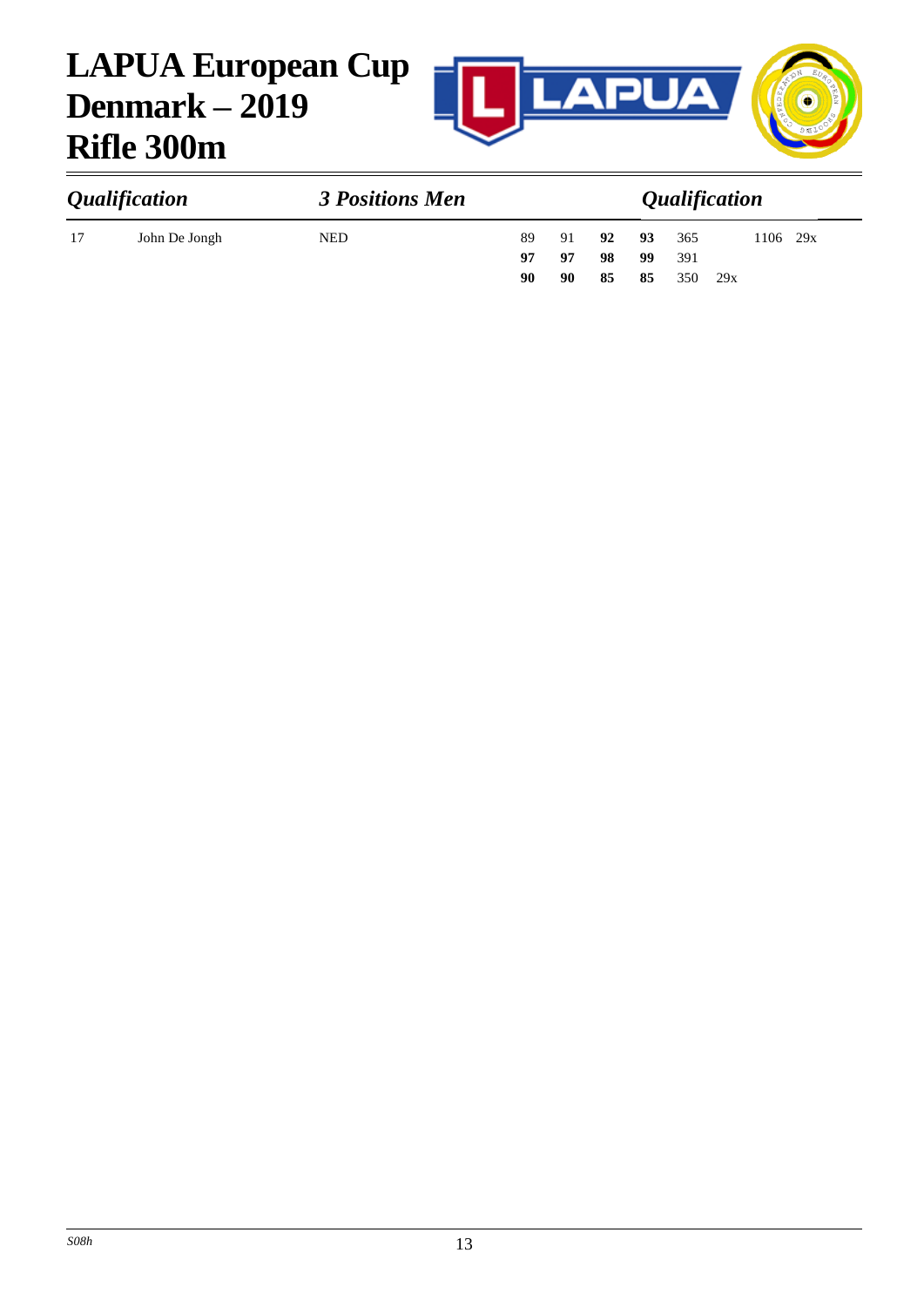# LAPUA European Cup
# Denmark – 2019
# Rifle 300m

| *Qualification* | | *3 Positions Men* | | | | | | *Qualification* | |
|---|---|---|---|---|---|---|---|---|---|
| 17 | John De Jongh | NED | 89 | 91 | **92** | **93** | 365 | | 1106 29x |
| | | | **97** | **97** | **98** | **99** | 391 | | |
| | | | **90** | **90** | **85** | **85** | 350 | 29x | |

*S08h*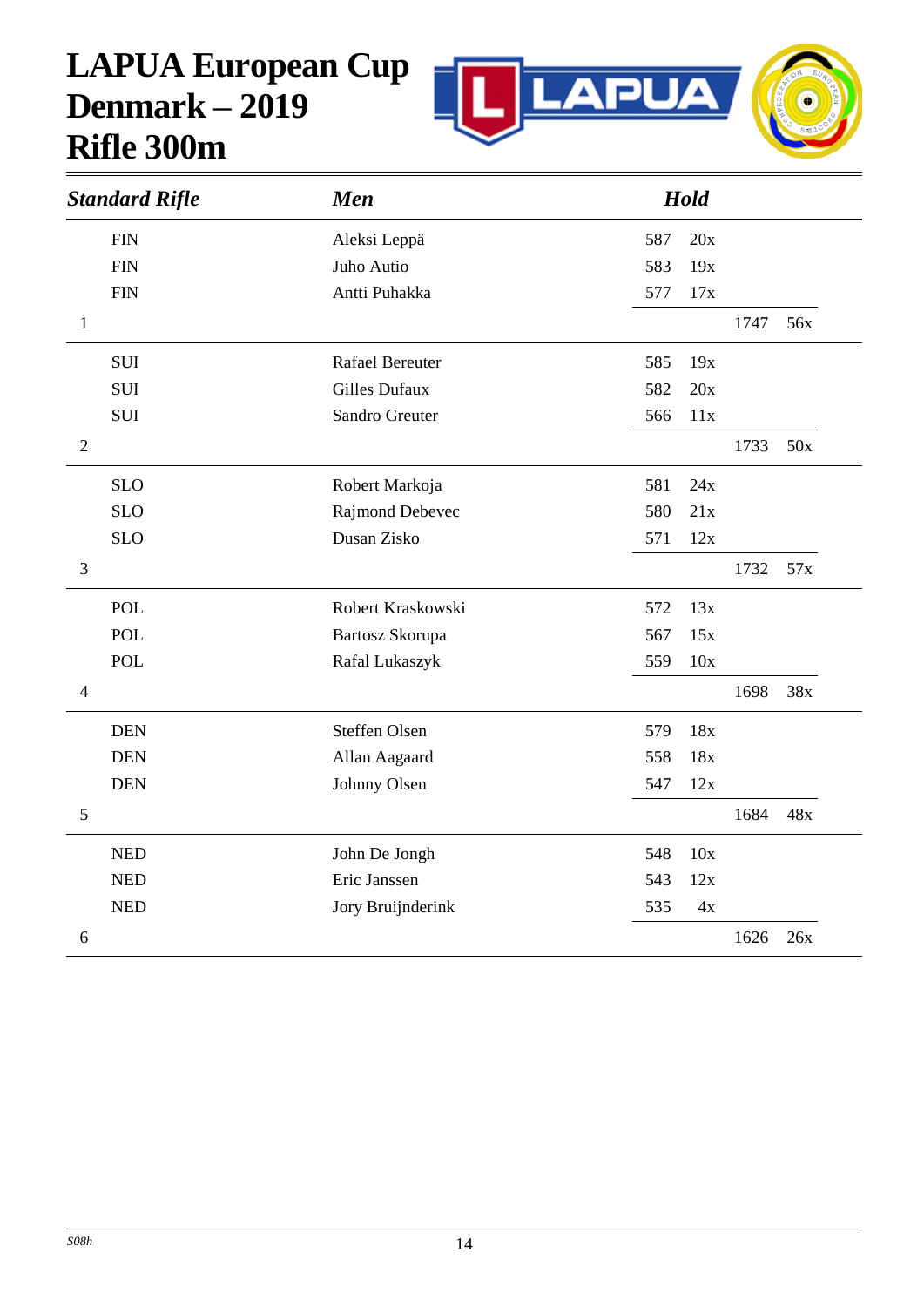# LAPUA European Cup
# Denmark – 2019
# Rifle 300m

| *Standard Rifle* | | *Men* | *Hold* | | | |
|---|---|---|---|---|---|---|
| | FIN | Aleksi Leppä | 587 | 20x | | |
| | FIN | Juho Autio | 583 | 19x | | |
| | FIN | Antti Puhakka | 577 | 17x | | |
| 1 | | | | | 1747 | 56x |
| | SUI | Rafael Bereuter | 585 | 19x | | |
| | SUI | Gilles Dufaux | 582 | 20x | | |
| | SUI | Sandro Greuter | 566 | 11x | | |
| 2 | | | | | 1733 | 50x |
| | SLO | Robert Markoja | 581 | 24x | | |
| | SLO | Rajmond Debevec | 580 | 21x | | |
| | SLO | Dusan Zisko | 571 | 12x | | |
| 3 | | | | | 1732 | 57x |
| | POL | Robert Kraskowski | 572 | 13x | | |
| | POL | Bartosz Skorupa | 567 | 15x | | |
| | POL | Rafal Lukaszyk | 559 | 10x | | |
| 4 | | | | | 1698 | 38x |
| | DEN | Steffen Olsen | 579 | 18x | | |
| | DEN | Allan Aagaard | 558 | 18x | | |
| | DEN | Johnny Olsen | 547 | 12x | | |
| 5 | | | | | 1684 | 48x |
| | NED | John De Jongh | 548 | 10x | | |
| | NED | Eric Janssen | 543 | 12x | | |
| | NED | Jory Bruijnderink | 535 | 4x | | |
| 6 | | | | | 1626 | 26x |

*S08h*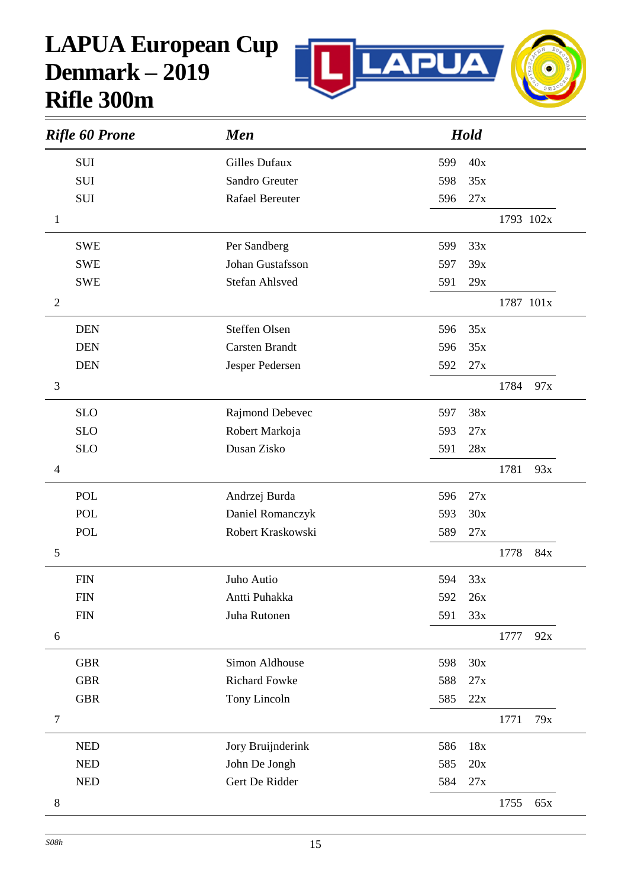# LAPUA European Cup Denmark – 2019 Rifle 300m

| *Rifle 60 Prone* | | *Men* | *Hold* | | | |
|---|---|---|---|---|---|---|
| | SUI | Gilles Dufaux | 599 | 40x | | |
| | SUI | Sandro Greuter | 598 | 35x | | |
| | SUI | Rafael Bereuter | 596 | 27x | | |
| 1 | | | | | 1793 | 102x |
| | SWE | Per Sandberg | 599 | 33x | | |
| | SWE | Johan Gustafsson | 597 | 39x | | |
| | SWE | Stefan Ahlsved | 591 | 29x | | |
| 2 | | | | | 1787 | 101x |
| | DEN | Steffen Olsen | 596 | 35x | | |
| | DEN | Carsten Brandt | 596 | 35x | | |
| | DEN | Jesper Pedersen | 592 | 27x | | |
| 3 | | | | | 1784 | 97x |
| | SLO | Rajmond Debevec | 597 | 38x | | |
| | SLO | Robert Markoja | 593 | 27x | | |
| | SLO | Dusan Zisko | 591 | 28x | | |
| 4 | | | | | 1781 | 93x |
| | POL | Andrzej Burda | 596 | 27x | | |
| | POL | Daniel Romanczyk | 593 | 30x | | |
| | POL | Robert Kraskowski | 589 | 27x | | |
| 5 | | | | | 1778 | 84x |
| | FIN | Juho Autio | 594 | 33x | | |
| | FIN | Antti Puhakka | 592 | 26x | | |
| | FIN | Juha Rutonen | 591 | 33x | | |
| 6 | | | | | 1777 | 92x |
| | GBR | Simon Aldhouse | 598 | 30x | | |
| | GBR | Richard Fowke | 588 | 27x | | |
| | GBR | Tony Lincoln | 585 | 22x | | |
| 7 | | | | | 1771 | 79x |
| | NED | Jory Bruijnderink | 586 | 18x | | |
| | NED | John De Jongh | 585 | 20x | | |
| | NED | Gert De Ridder | 584 | 27x | | |
| 8 | | | | | 1755 | 65x |

*S08h*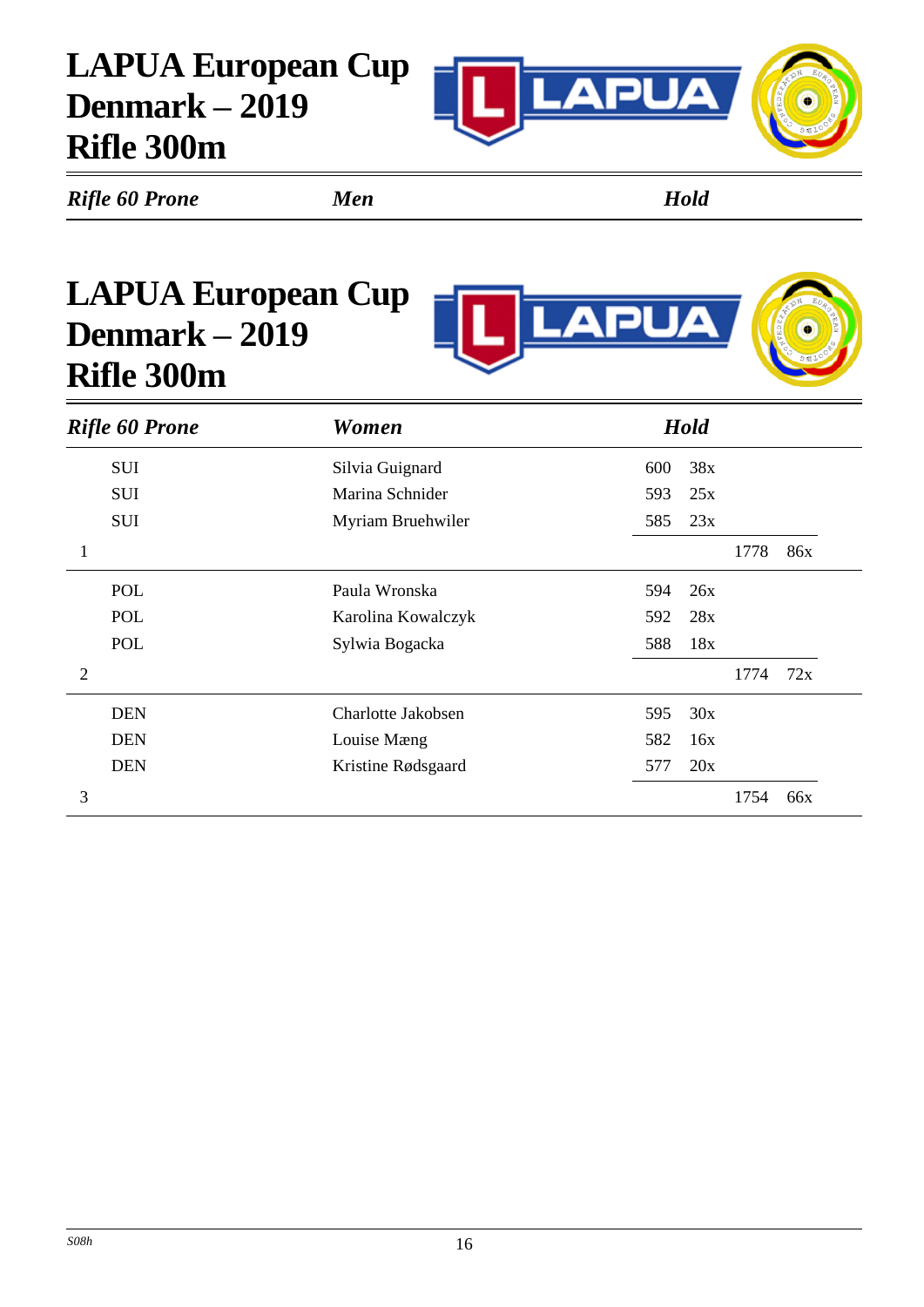# LAPUA European Cup
# Denmark – 2019
# Rifle 300m

| *Rifle 60 Prone* | *Men* | *Hold* |
|---|---|---|

# LAPUA European Cup
# Denmark – 2019
# Rifle 300m

| Rank | Nation | *Rifle 60 Prone* / *Women* | *Hold* | | Total | |
|---|---|---|---|---|---|---|
| | SUI | Silvia Guignard | 600 | 38x | | |
| | SUI | Marina Schnider | 593 | 25x | | |
| | SUI | Myriam Bruehwiler | 585 | 23x | | |
| 1 | | | | | 1778 | 86x |
| | POL | Paula Wronska | 594 | 26x | | |
| | POL | Karolina Kowalczyk | 592 | 28x | | |
| | POL | Sylwia Bogacka | 588 | 18x | | |
| 2 | | | | | 1774 | 72x |
| | DEN | Charlotte Jakobsen | 595 | 30x | | |
| | DEN | Louise Mæng | 582 | 16x | | |
| | DEN | Kristine Rødsgaard | 577 | 20x | | |
| 3 | | | | | 1754 | 66x |

*S08h*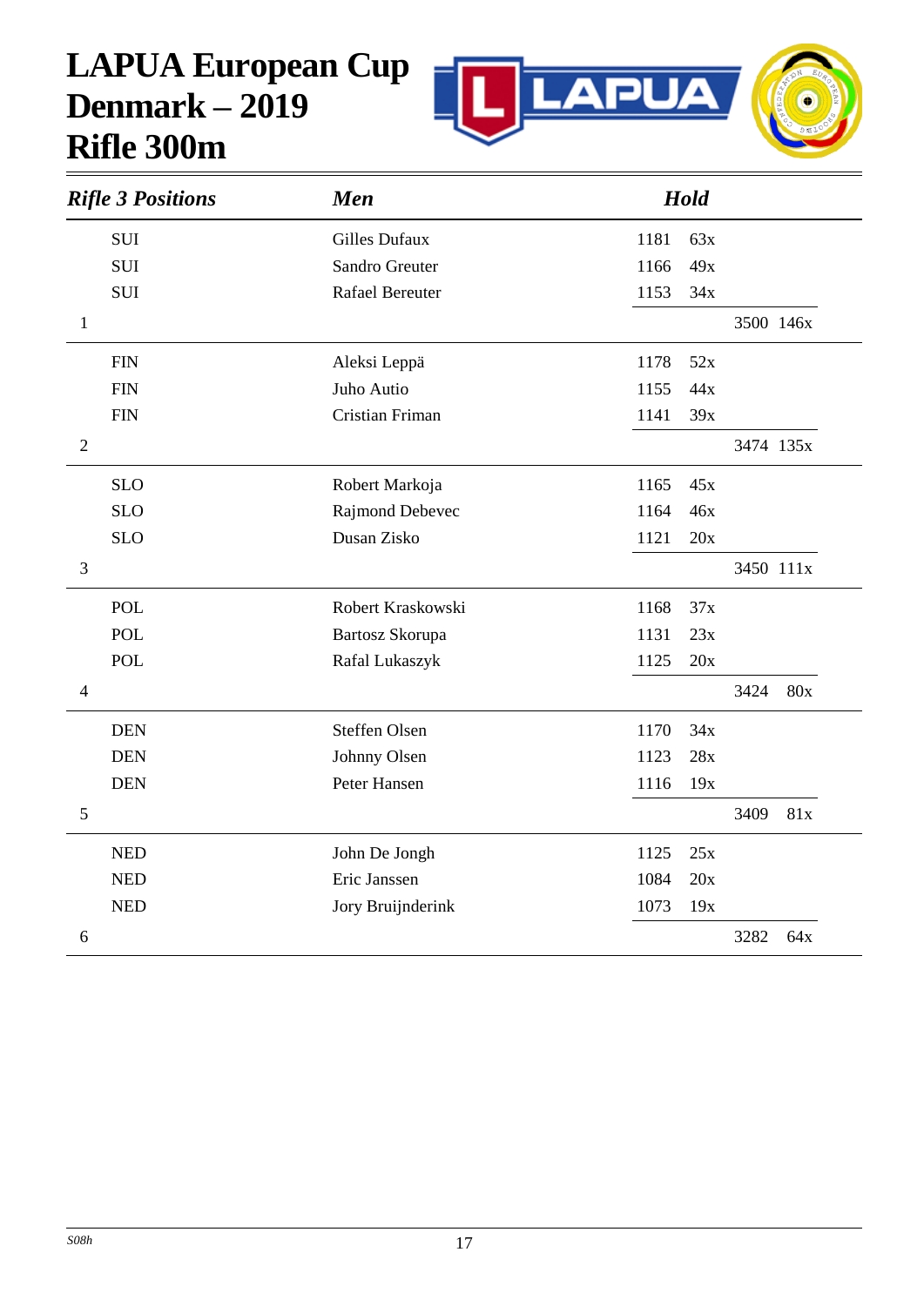# LAPUA European Cup
# Denmark – 2019
# Rifle 300m

| *Rifle 3 Positions* | | *Men* | *Hold* | | |
|---|---|---|---|---|---|
| | SUI | Gilles Dufaux | 1181 | 63x | |
| | SUI | Sandro Greuter | 1166 | 49x | |
| | SUI | Rafael Bereuter | 1153 | 34x | |
| 1 | | | | | 3500 146x |
| | FIN | Aleksi Leppä | 1178 | 52x | |
| | FIN | Juho Autio | 1155 | 44x | |
| | FIN | Cristian Friman | 1141 | 39x | |
| 2 | | | | | 3474 135x |
| | SLO | Robert Markoja | 1165 | 45x | |
| | SLO | Rajmond Debevec | 1164 | 46x | |
| | SLO | Dusan Zisko | 1121 | 20x | |
| 3 | | | | | 3450 111x |
| | POL | Robert Kraskowski | 1168 | 37x | |
| | POL | Bartosz Skorupa | 1131 | 23x | |
| | POL | Rafal Lukaszyk | 1125 | 20x | |
| 4 | | | | | 3424 80x |
| | DEN | Steffen Olsen | 1170 | 34x | |
| | DEN | Johnny Olsen | 1123 | 28x | |
| | DEN | Peter Hansen | 1116 | 19x | |
| 5 | | | | | 3409 81x |
| | NED | John De Jongh | 1125 | 25x | |
| | NED | Eric Janssen | 1084 | 20x | |
| | NED | Jory Bruijnderink | 1073 | 19x | |
| 6 | | | | | 3282 64x |

*S08h*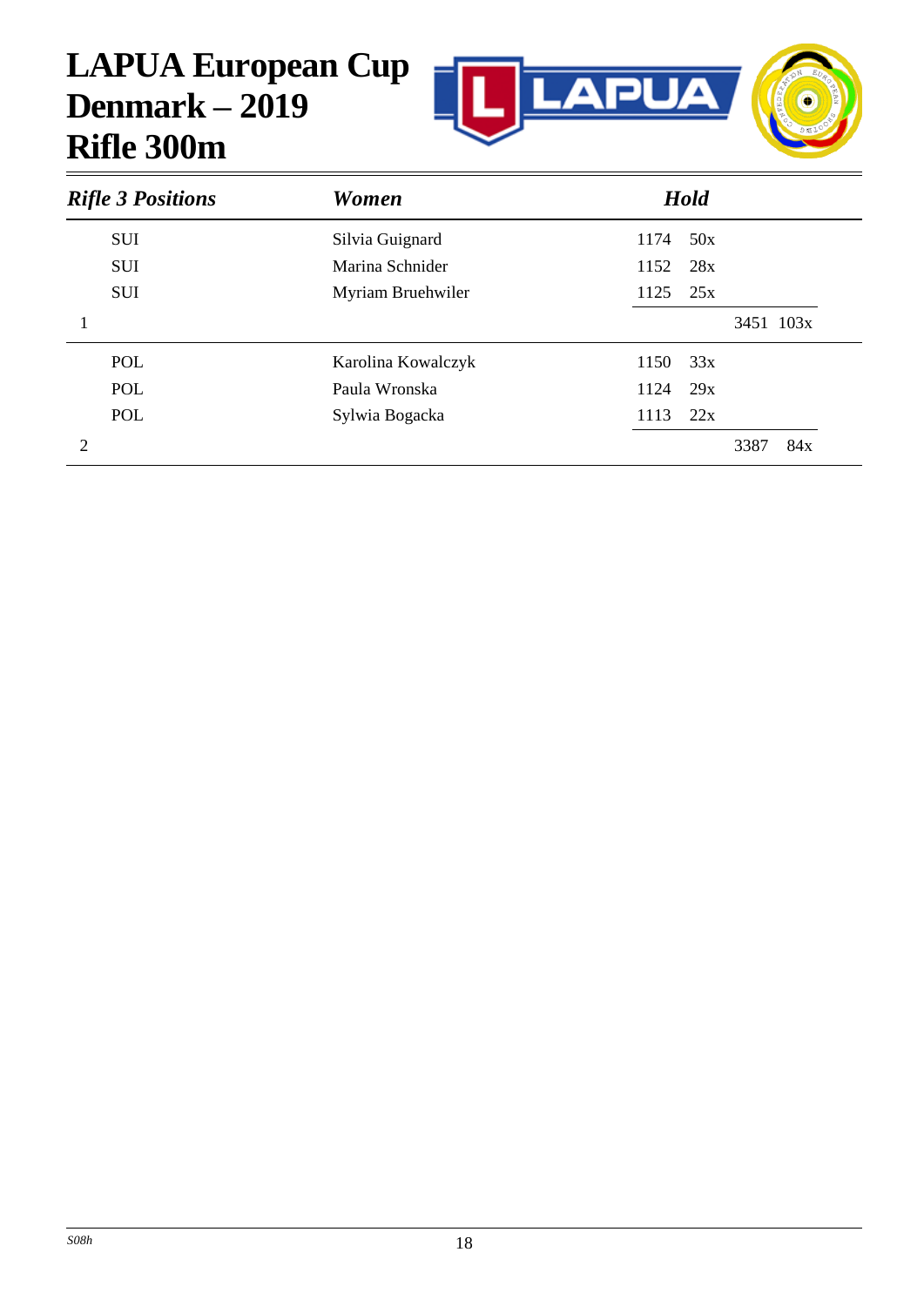# LAPUA European Cup
# Denmark – 2019
# Rifle 300m

| *Rifle 3 Positions* | | *Women* | *Hold* | | | |
|---|---|---|---|---|---|---|
| | SUI | Silvia Guignard | 1174 | 50x | | |
| | SUI | Marina Schnider | 1152 | 28x | | |
| | SUI | Myriam Bruehwiler | 1125 | 25x | | |
| 1 | | | | | 3451 | 103x |
| | POL | Karolina Kowalczyk | 1150 | 33x | | |
| | POL | Paula Wronska | 1124 | 29x | | |
| | POL | Sylwia Bogacka | 1113 | 22x | | |
| 2 | | | | | 3387 | 84x |

*S08h*